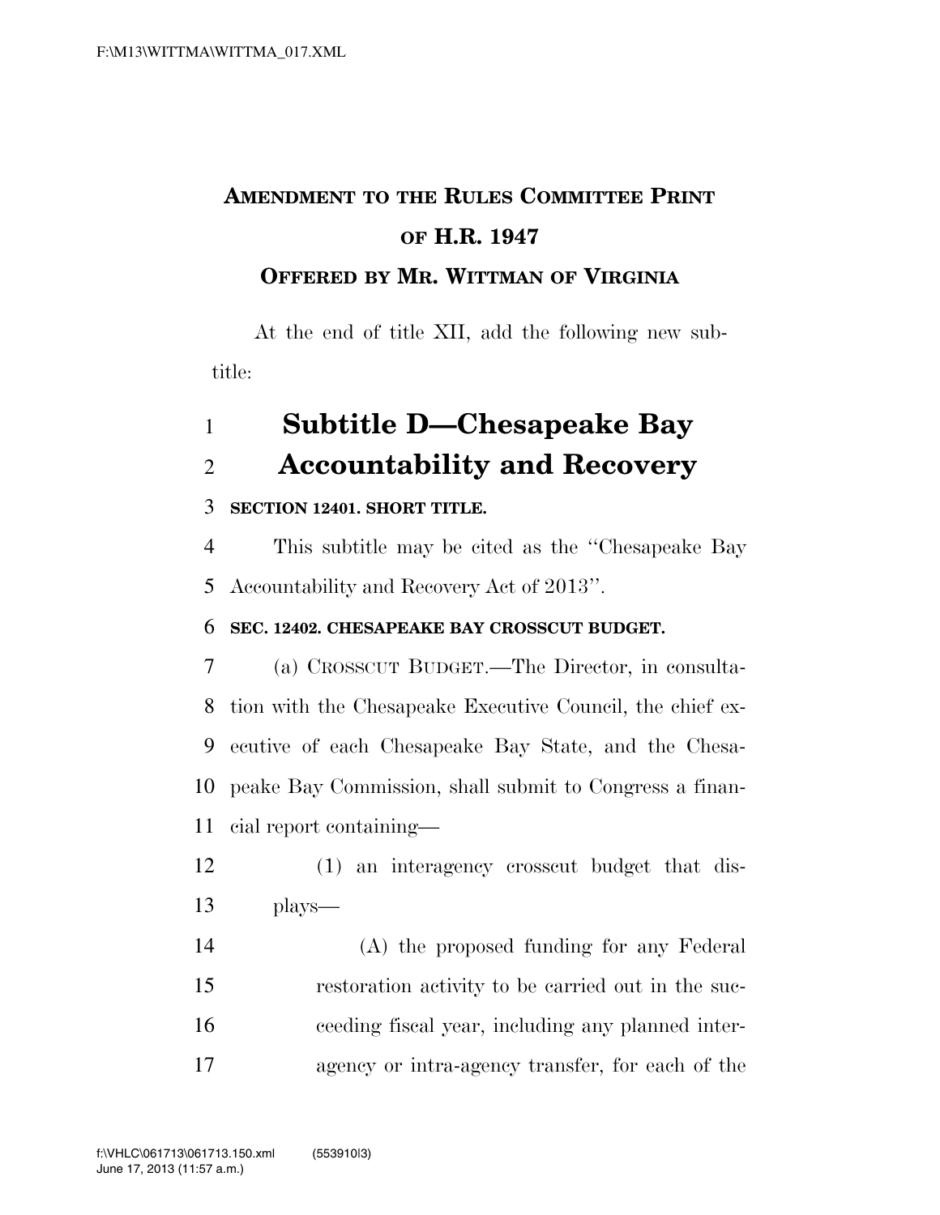# AMENDMENT TO THE RULES COMMITTEE PRINT OF H.R. 1947

## OFFERED BY MR. WITTMAN OF VIRGINIA

At the end of title XII, add the following new subtitle:

## Subtitle D—Chesapeake Bay Accountability and Recovery

**SECTION 12401. SHORT TITLE.**

This subtitle may be cited as the ''Chesapeake Bay Accountability and Recovery Act of 2013''.

**SEC. 12402. CHESAPEAKE BAY CROSSCUT BUDGET.**

(a) CROSSCUT BUDGET.—The Director, in consultation with the Chesapeake Executive Council, the chief executive of each Chesapeake Bay State, and the Chesapeake Bay Commission, shall submit to Congress a financial report containing—

(1) an interagency crosscut budget that displays—

(A) the proposed funding for any Federal restoration activity to be carried out in the succeeding fiscal year, including any planned interagency or intra-agency transfer, for each of the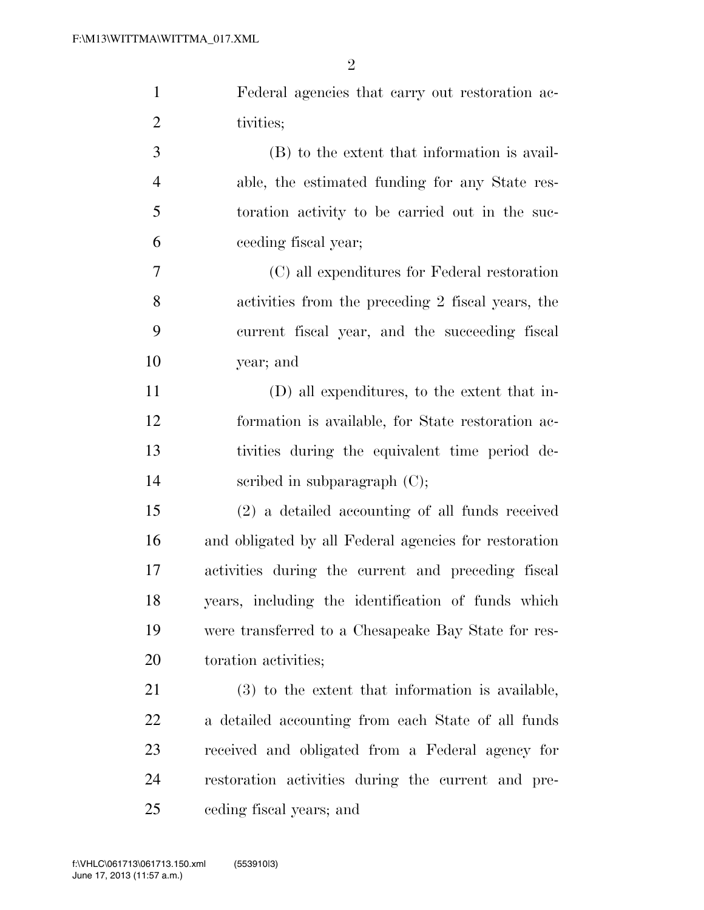Federal agencies that carry out restoration activities;

(B) to the extent that information is available, the estimated funding for any State restoration activity to be carried out in the succeeding fiscal year;

(C) all expenditures for Federal restoration activities from the preceding 2 fiscal years, the current fiscal year, and the succeeding fiscal year; and

(D) all expenditures, to the extent that information is available, for State restoration activities during the equivalent time period described in subparagraph (C);

(2) a detailed accounting of all funds received and obligated by all Federal agencies for restoration activities during the current and preceding fiscal years, including the identification of funds which were transferred to a Chesapeake Bay State for restoration activities;

(3) to the extent that information is available, a detailed accounting from each State of all funds received and obligated from a Federal agency for restoration activities during the current and preceding fiscal years; and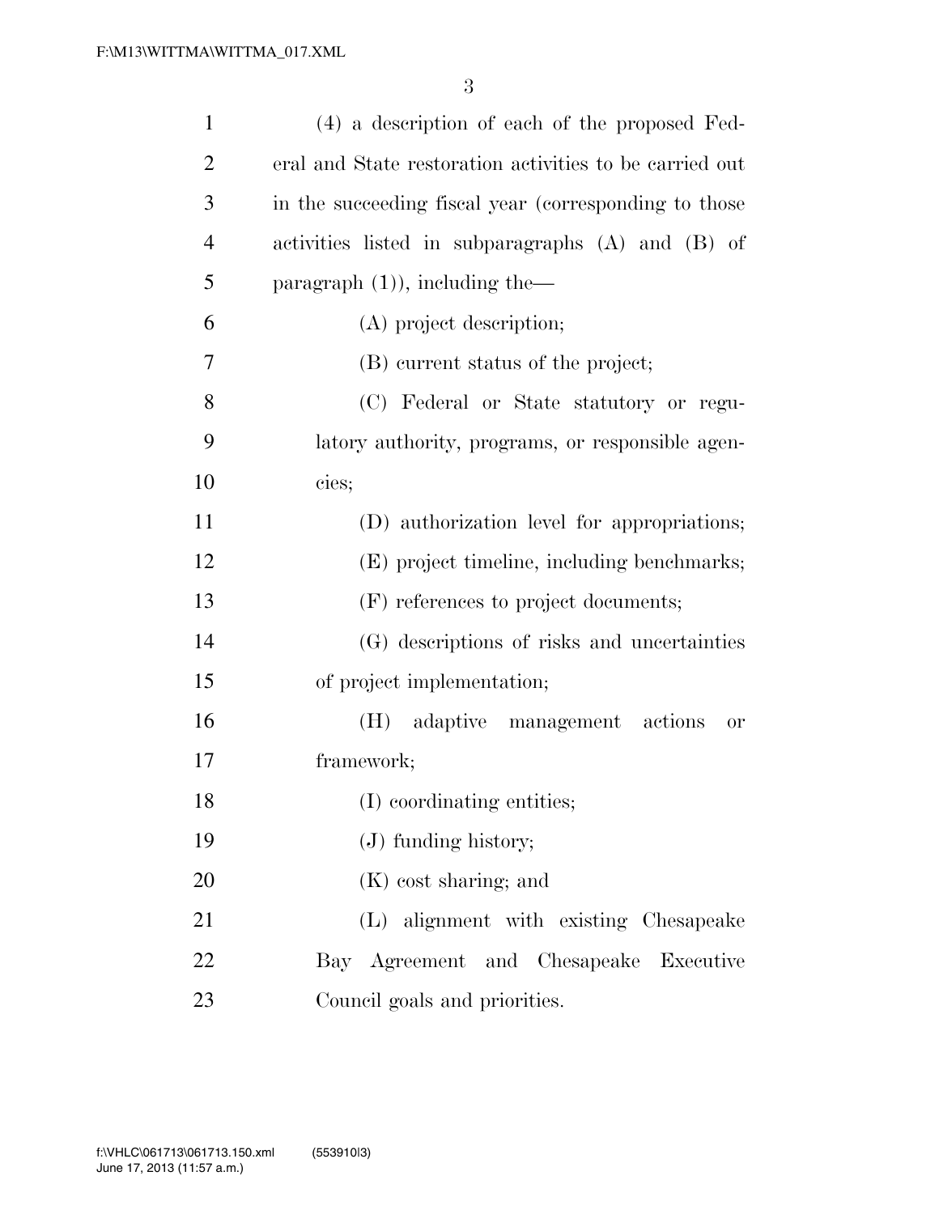(4) a description of each of the proposed Federal and State restoration activities to be carried out in the succeeding fiscal year (corresponding to those activities listed in subparagraphs (A) and (B) of paragraph (1)), including the—

(A) project description;

(B) current status of the project;

(C) Federal or State statutory or regulatory authority, programs, or responsible agencies;

(D) authorization level for appropriations;

(E) project timeline, including benchmarks;

(F) references to project documents;

(G) descriptions of risks and uncertainties of project implementation;

(H) adaptive management actions or framework;

(I) coordinating entities;

(J) funding history;

(K) cost sharing; and

(L) alignment with existing Chesapeake Bay Agreement and Chesapeake Executive Council goals and priorities.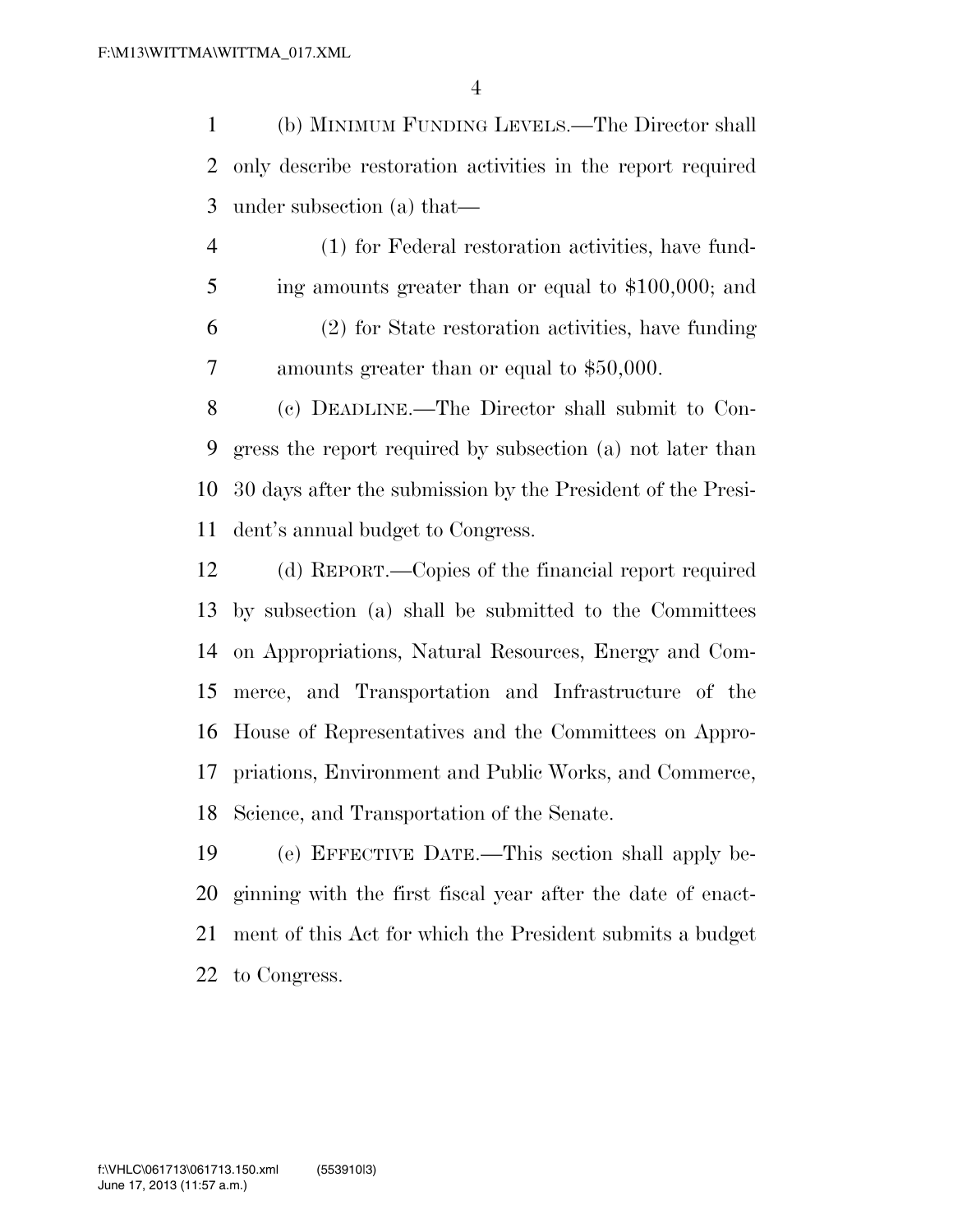(b) MINIMUM FUNDING LEVELS.—The Director shall only describe restoration activities in the report required under subsection (a) that—

(1) for Federal restoration activities, have funding amounts greater than or equal to $100,000; and

(2) for State restoration activities, have funding amounts greater than or equal to $50,000.

(c) DEADLINE.—The Director shall submit to Congress the report required by subsection (a) not later than 30 days after the submission by the President of the President's annual budget to Congress.

(d) REPORT.—Copies of the financial report required by subsection (a) shall be submitted to the Committees on Appropriations, Natural Resources, Energy and Commerce, and Transportation and Infrastructure of the House of Representatives and the Committees on Appropriations, Environment and Public Works, and Commerce, Science, and Transportation of the Senate.

(e) EFFECTIVE DATE.—This section shall apply beginning with the first fiscal year after the date of enactment of this Act for which the President submits a budget to Congress.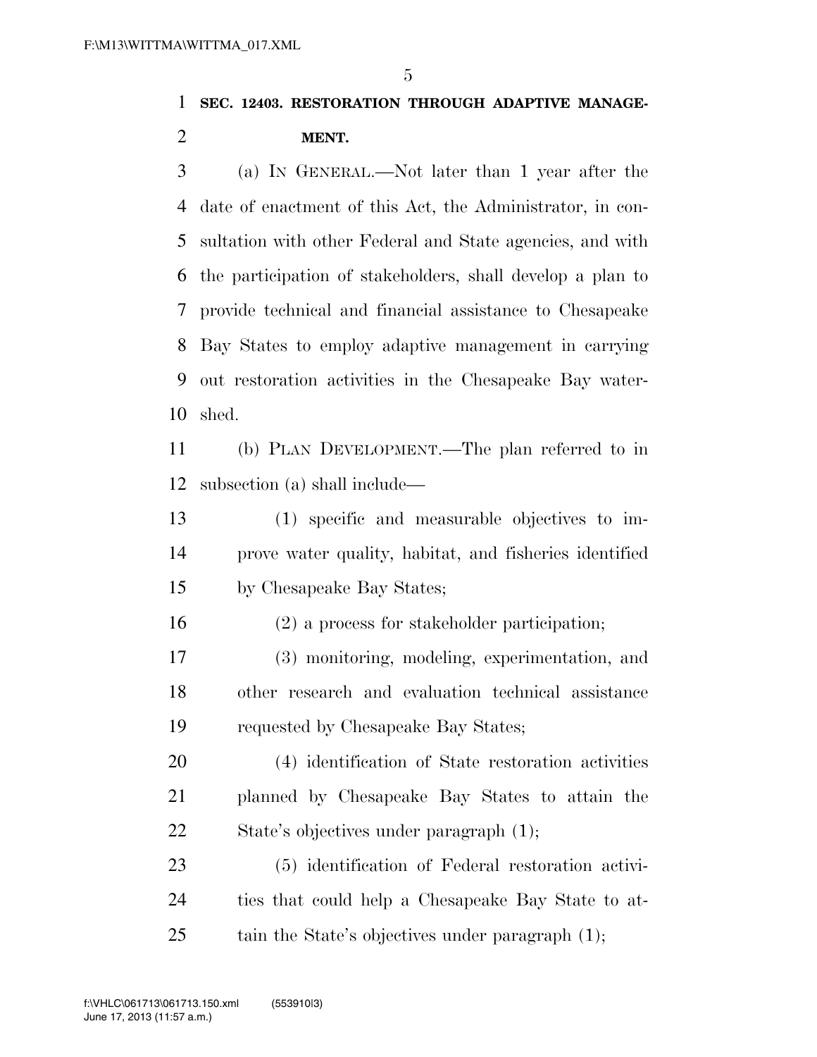**SEC. 12403. RESTORATION THROUGH ADAPTIVE MANAGEMENT.**

(a) IN GENERAL.—Not later than 1 year after the date of enactment of this Act, the Administrator, in consultation with other Federal and State agencies, and with the participation of stakeholders, shall develop a plan to provide technical and financial assistance to Chesapeake Bay States to employ adaptive management in carrying out restoration activities in the Chesapeake Bay watershed.

(b) PLAN DEVELOPMENT.—The plan referred to in subsection (a) shall include—

(1) specific and measurable objectives to improve water quality, habitat, and fisheries identified by Chesapeake Bay States;

(2) a process for stakeholder participation;

(3) monitoring, modeling, experimentation, and other research and evaluation technical assistance requested by Chesapeake Bay States;

(4) identification of State restoration activities planned by Chesapeake Bay States to attain the State's objectives under paragraph (1);

(5) identification of Federal restoration activities that could help a Chesapeake Bay State to attain the State's objectives under paragraph (1);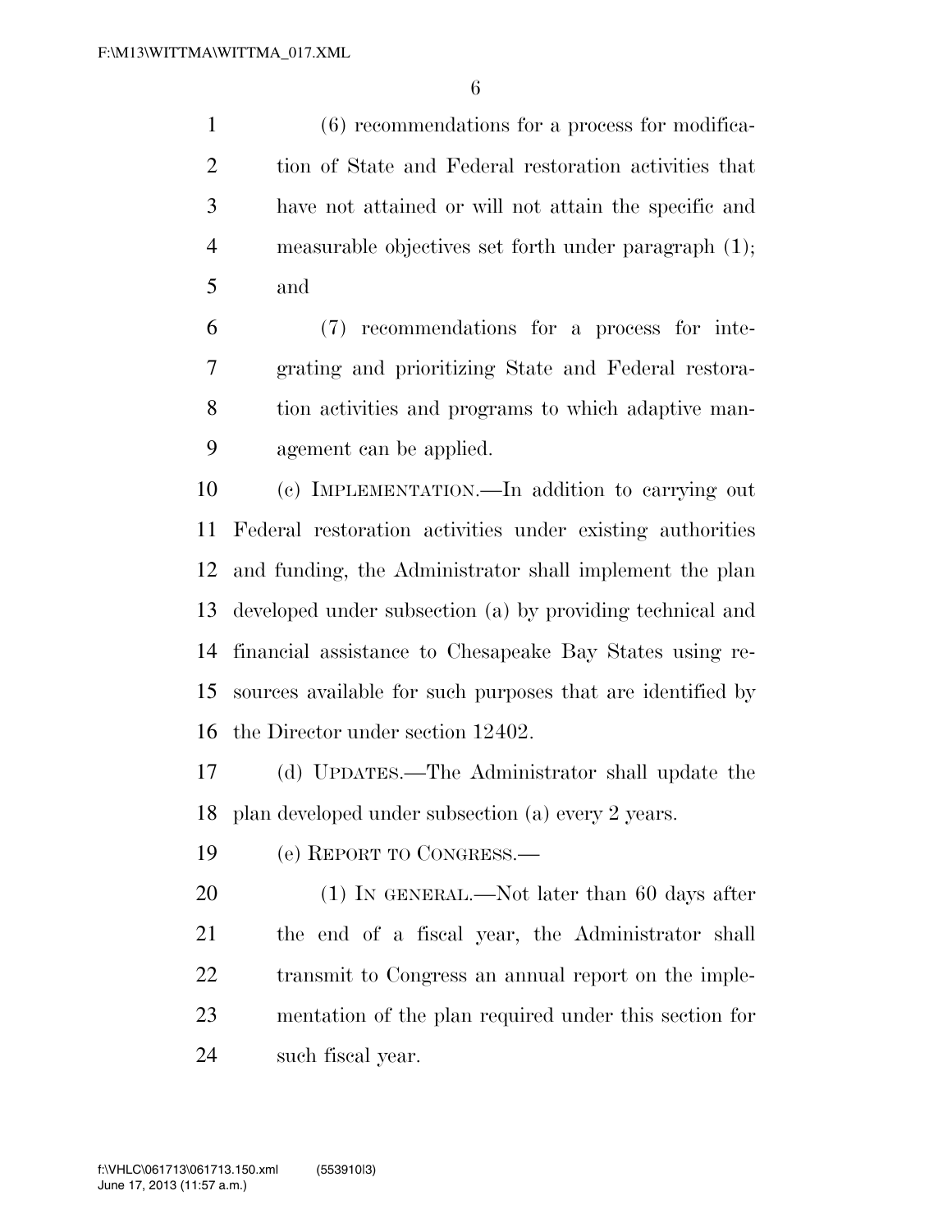(6) recommendations for a process for modification of State and Federal restoration activities that have not attained or will not attain the specific and measurable objectives set forth under paragraph (1); and

(7) recommendations for a process for integrating and prioritizing State and Federal restoration activities and programs to which adaptive management can be applied.

(c) IMPLEMENTATION.—In addition to carrying out Federal restoration activities under existing authorities and funding, the Administrator shall implement the plan developed under subsection (a) by providing technical and financial assistance to Chesapeake Bay States using resources available for such purposes that are identified by the Director under section 12402.

(d) UPDATES.—The Administrator shall update the plan developed under subsection (a) every 2 years.

(e) REPORT TO CONGRESS.—

(1) IN GENERAL.—Not later than 60 days after the end of a fiscal year, the Administrator shall transmit to Congress an annual report on the implementation of the plan required under this section for such fiscal year.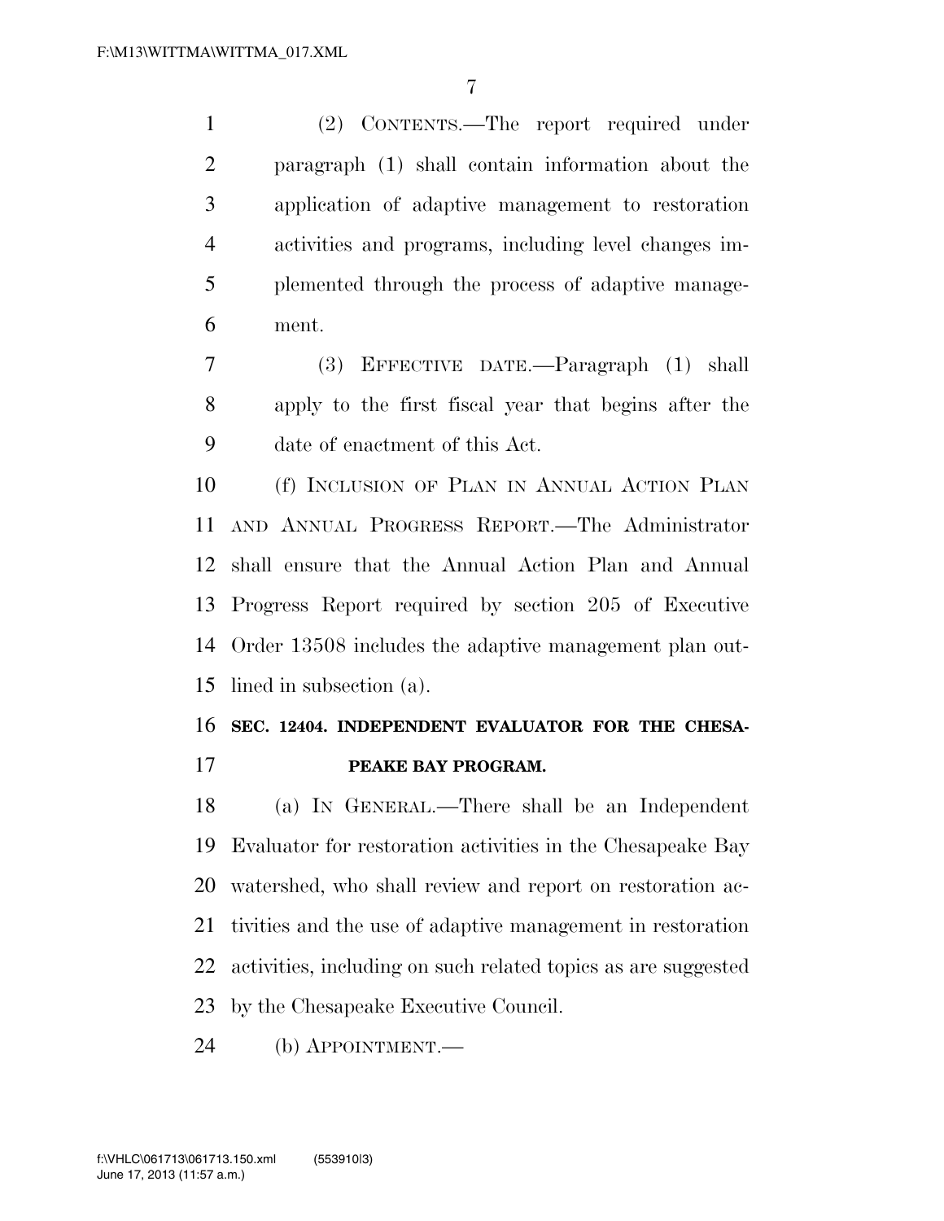(2) CONTENTS.—The report required under paragraph (1) shall contain information about the application of adaptive management to restoration activities and programs, including level changes implemented through the process of adaptive management.

(3) EFFECTIVE DATE.—Paragraph (1) shall apply to the first fiscal year that begins after the date of enactment of this Act.

(f) INCLUSION OF PLAN IN ANNUAL ACTION PLAN AND ANNUAL PROGRESS REPORT.—The Administrator shall ensure that the Annual Action Plan and Annual Progress Report required by section 205 of Executive Order 13508 includes the adaptive management plan outlined in subsection (a).

## SEC. 12404. INDEPENDENT EVALUATOR FOR THE CHESAPEAKE BAY PROGRAM.

(a) IN GENERAL.—There shall be an Independent Evaluator for restoration activities in the Chesapeake Bay watershed, who shall review and report on restoration activities and the use of adaptive management in restoration activities, including on such related topics as are suggested by the Chesapeake Executive Council.

(b) APPOINTMENT.—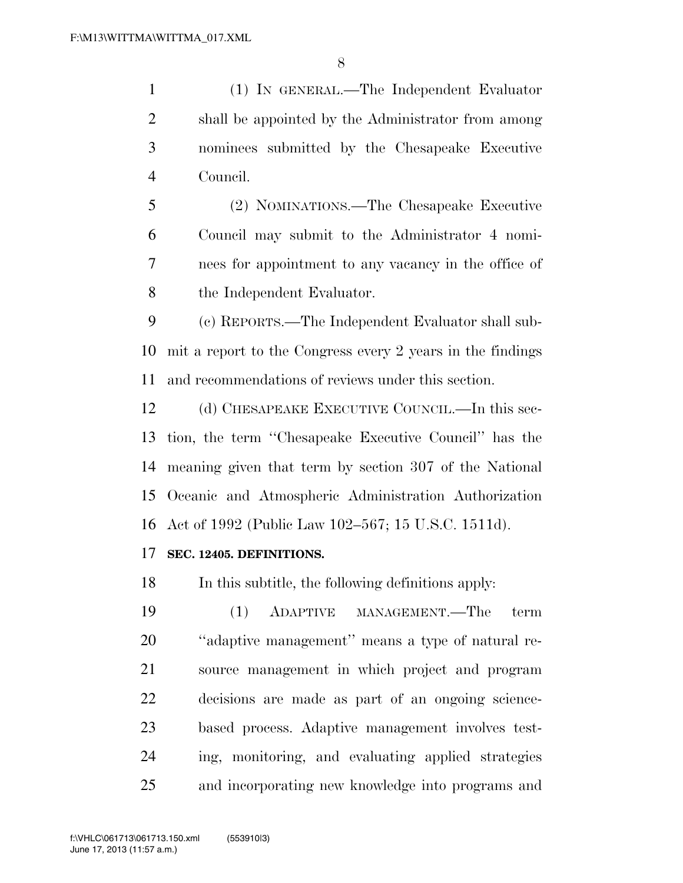(1) IN GENERAL.—The Independent Evaluator shall be appointed by the Administrator from among nominees submitted by the Chesapeake Executive Council.

(2) NOMINATIONS.—The Chesapeake Executive Council may submit to the Administrator 4 nominees for appointment to any vacancy in the office of the Independent Evaluator.

(c) REPORTS.—The Independent Evaluator shall submit a report to the Congress every 2 years in the findings and recommendations of reviews under this section.

(d) CHESAPEAKE EXECUTIVE COUNCIL.—In this section, the term ''Chesapeake Executive Council'' has the meaning given that term by section 307 of the National Oceanic and Atmospheric Administration Authorization Act of 1992 (Public Law 102–567; 15 U.S.C. 1511d).

**SEC. 12405. DEFINITIONS.**

In this subtitle, the following definitions apply:

(1) ADAPTIVE MANAGEMENT.—The term ''adaptive management'' means a type of natural resource management in which project and program decisions are made as part of an ongoing science-based process. Adaptive management involves testing, monitoring, and evaluating applied strategies and incorporating new knowledge into programs and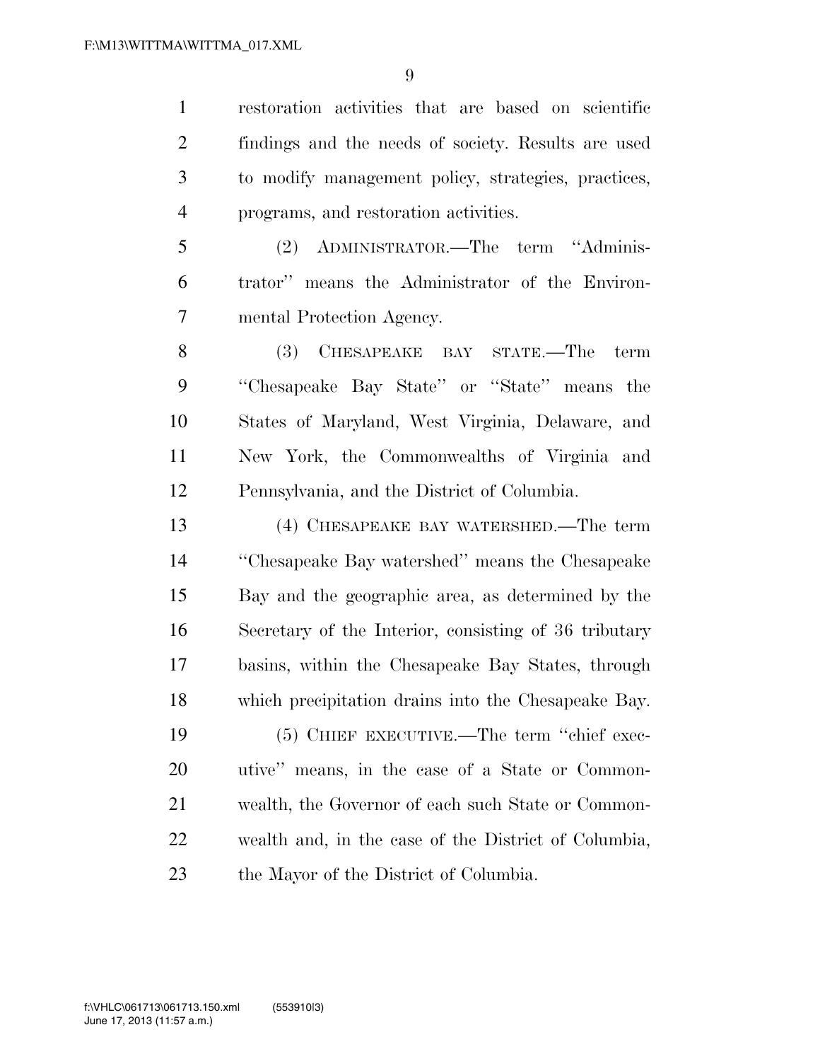restoration activities that are based on scientific findings and the needs of society. Results are used to modify management policy, strategies, practices, programs, and restoration activities.

(2) ADMINISTRATOR.—The term "Administrator" means the Administrator of the Environmental Protection Agency.

(3) CHESAPEAKE BAY STATE.—The term "Chesapeake Bay State" or "State" means the States of Maryland, West Virginia, Delaware, and New York, the Commonwealths of Virginia and Pennsylvania, and the District of Columbia.

(4) CHESAPEAKE BAY WATERSHED.—The term "Chesapeake Bay watershed" means the Chesapeake Bay and the geographic area, as determined by the Secretary of the Interior, consisting of 36 tributary basins, within the Chesapeake Bay States, through which precipitation drains into the Chesapeake Bay.

(5) CHIEF EXECUTIVE.—The term "chief executive" means, in the case of a State or Commonwealth, the Governor of each such State or Commonwealth and, in the case of the District of Columbia, the Mayor of the District of Columbia.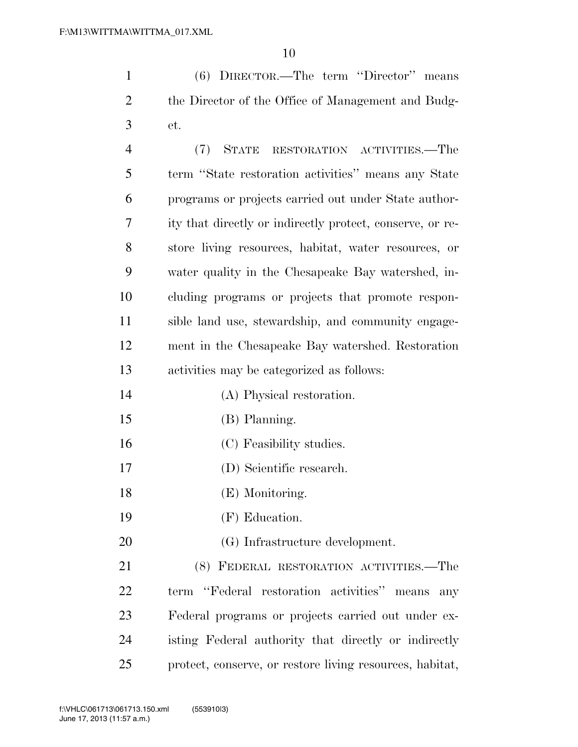(6) DIRECTOR.—The term ''Director'' means the Director of the Office of Management and Budget.

(7) STATE RESTORATION ACTIVITIES.—The term ''State restoration activities'' means any State programs or projects carried out under State authority that directly or indirectly protect, conserve, or restore living resources, habitat, water resources, or water quality in the Chesapeake Bay watershed, including programs or projects that promote responsible land use, stewardship, and community engagement in the Chesapeake Bay watershed. Restoration activities may be categorized as follows:

(A) Physical restoration.

(B) Planning.

(C) Feasibility studies.

(D) Scientific research.

(E) Monitoring.

(F) Education.

(G) Infrastructure development.

(8) FEDERAL RESTORATION ACTIVITIES.—The term ''Federal restoration activities'' means any Federal programs or projects carried out under existing Federal authority that directly or indirectly protect, conserve, or restore living resources, habitat,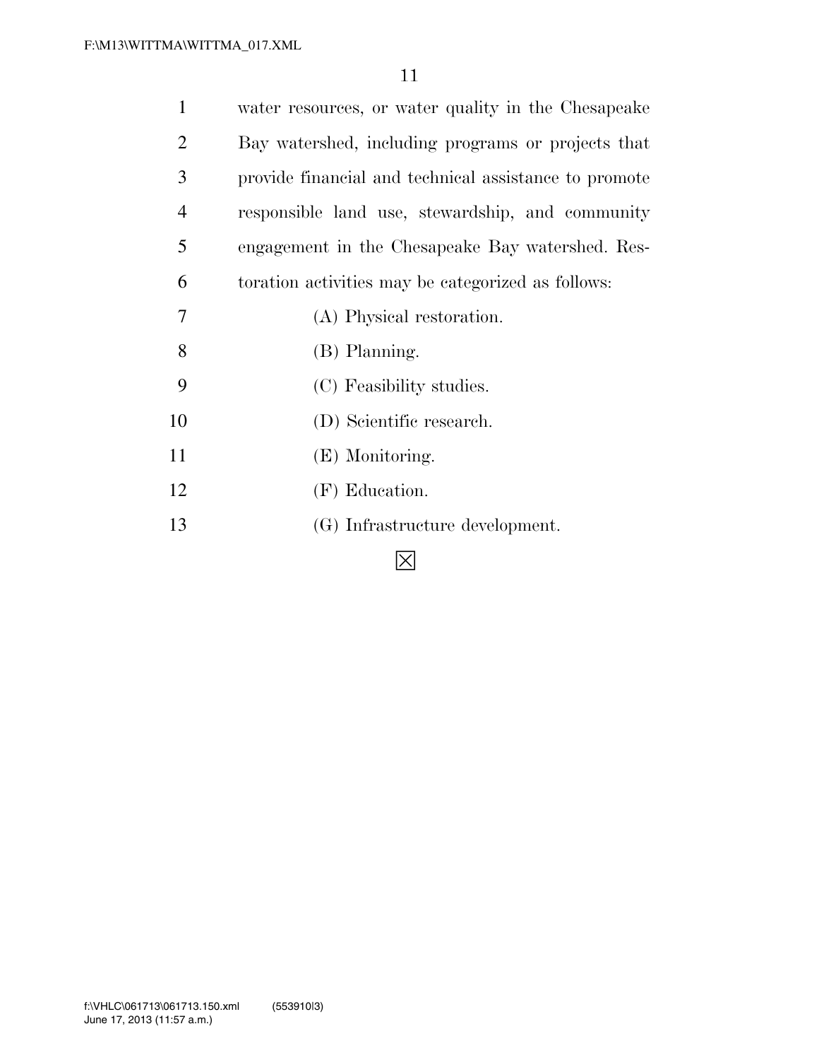water resources, or water quality in the Chesapeake Bay watershed, including programs or projects that provide financial and technical assistance to promote responsible land use, stewardship, and community engagement in the Chesapeake Bay watershed. Restoration activities may be categorized as follows:

(A) Physical restoration.

(B) Planning.

(C) Feasibility studies.

(D) Scientific research.

(E) Monitoring.

(F) Education.

(G) Infrastructure development.

☒